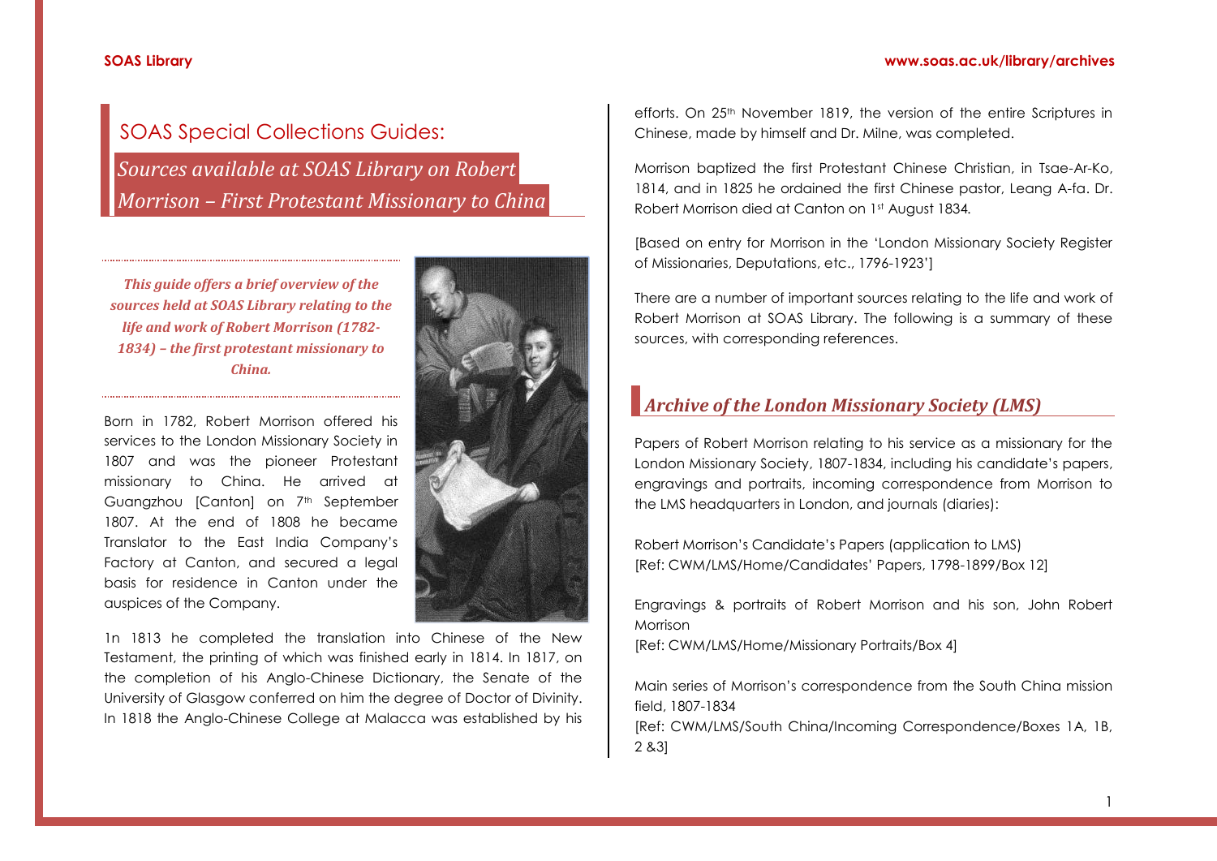# SOAS Special Collections Guides:

## *Sources available at SOAS Library on Robert Morrison – First Protestant Missionary to China*

***This guide offers a brief overview of the sources held at SOAS Library relating to the life and work of Robert Morrison (1782-1834) – the first protestant missionary to China.***

Born in 1782, Robert Morrison offered his services to the London Missionary Society in 1807 and was the pioneer Protestant missionary to China. He arrived at Guangzhou [Canton] on 7th September 1807. At the end of 1808 he became Translator to the East India Company's Factory at Canton, and secured a legal basis for residence in Canton under the auspices of the Company.

1n 1813 he completed the translation into Chinese of the New Testament, the printing of which was finished early in 1814. In 1817, on the completion of his Anglo-Chinese Dictionary, the Senate of the University of Glasgow conferred on him the degree of Doctor of Divinity. In 1818 the Anglo-Chinese College at Malacca was established by his efforts. On 25th November 1819, the version of the entire Scriptures in Chinese, made by himself and Dr. Milne, was completed.

Morrison baptized the first Protestant Chinese Christian, in Tsae-Ar-Ko, 1814, and in 1825 he ordained the first Chinese pastor, Leang A-fa. Dr. Robert Morrison died at Canton on 1st August 1834.

[Based on entry for Morrison in the 'London Missionary Society Register of Missionaries, Deputations, etc., 1796-1923']

There are a number of important sources relating to the life and work of Robert Morrison at SOAS Library. The following is a summary of these sources, with corresponding references.

## *Archive of the London Missionary Society (LMS)*

Papers of Robert Morrison relating to his service as a missionary for the London Missionary Society, 1807-1834, including his candidate's papers, engravings and portraits, incoming correspondence from Morrison to the LMS headquarters in London, and journals (diaries):

Robert Morrison's Candidate's Papers (application to LMS)
[Ref: CWM/LMS/Home/Candidates' Papers, 1798-1899/Box 12]

Engravings & portraits of Robert Morrison and his son, John Robert Morrison
[Ref: CWM/LMS/Home/Missionary Portraits/Box 4]

Main series of Morrison's correspondence from the South China mission field, 1807-1834
[Ref: CWM/LMS/South China/Incoming Correspondence/Boxes 1A, 1B, 2 &3]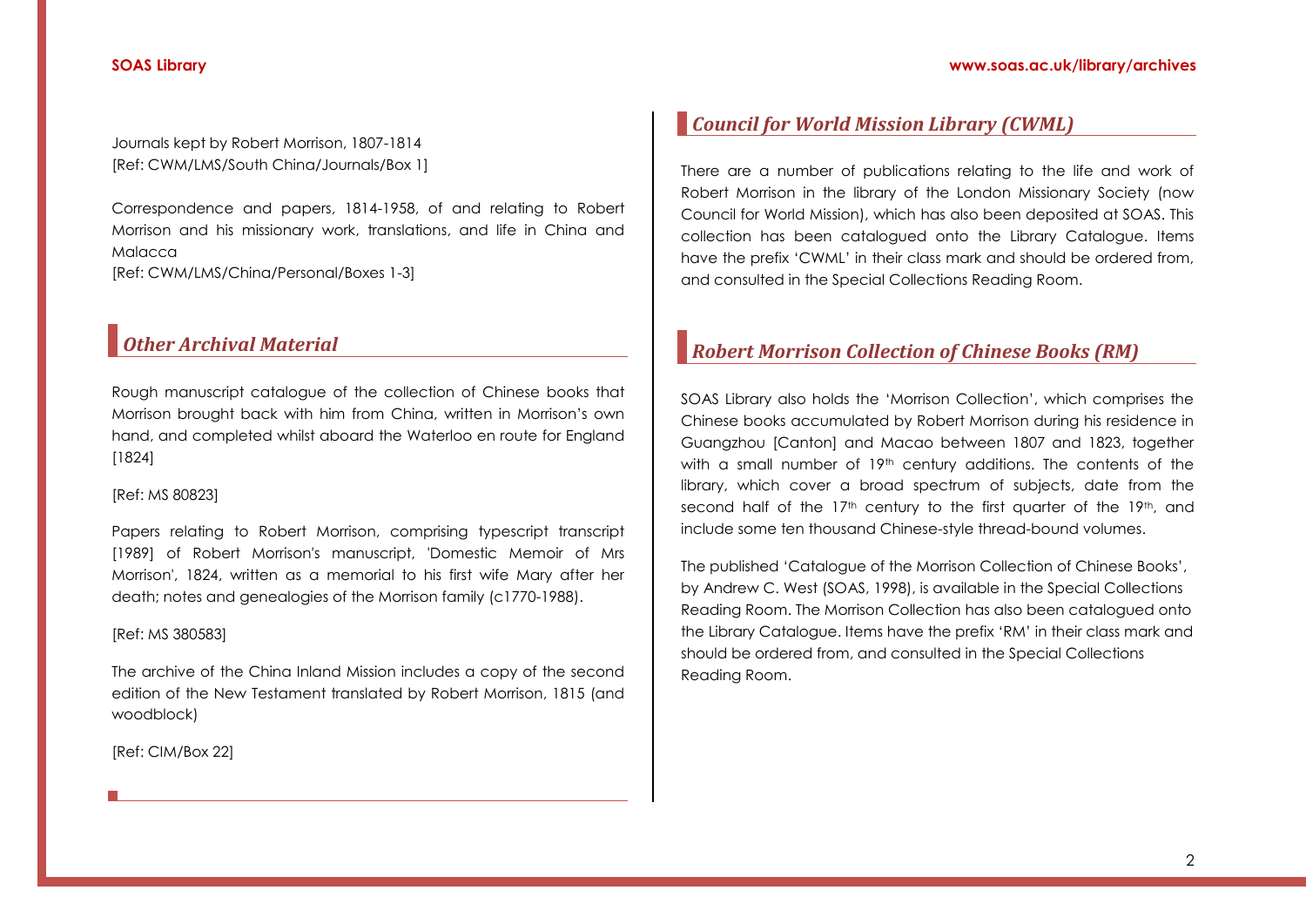Journals kept by Robert Morrison, 1807-1814
[Ref: CWM/LMS/South China/Journals/Box 1]

Correspondence and papers, 1814-1958, of and relating to Robert Morrison and his missionary work, translations, and life in China and Malacca
[Ref: CWM/LMS/China/Personal/Boxes 1-3]

## *Other Archival Material*

Rough manuscript catalogue of the collection of Chinese books that Morrison brought back with him from China, written in Morrison's own hand, and completed whilst aboard the Waterloo en route for England [1824]

[Ref: MS 80823]

Papers relating to Robert Morrison, comprising typescript transcript [1989] of Robert Morrison's manuscript, 'Domestic Memoir of Mrs Morrison', 1824, written as a memorial to his first wife Mary after her death; notes and genealogies of the Morrison family (c1770-1988).

[Ref: MS 380583]

The archive of the China Inland Mission includes a copy of the second edition of the New Testament translated by Robert Morrison, 1815 (and woodblock)

[Ref: CIM/Box 22]

## *Council for World Mission Library (CWML)*

There are a number of publications relating to the life and work of Robert Morrison in the library of the London Missionary Society (now Council for World Mission), which has also been deposited at SOAS. This collection has been catalogued onto the Library Catalogue. Items have the prefix 'CWML' in their class mark and should be ordered from, and consulted in the Special Collections Reading Room.

## *Robert Morrison Collection of Chinese Books (RM)*

SOAS Library also holds the 'Morrison Collection', which comprises the Chinese books accumulated by Robert Morrison during his residence in Guangzhou [Canton] and Macao between 1807 and 1823, together with a small number of 19th century additions. The contents of the library, which cover a broad spectrum of subjects, date from the second half of the 17th century to the first quarter of the 19th, and include some ten thousand Chinese-style thread-bound volumes.

The published 'Catalogue of the Morrison Collection of Chinese Books', by Andrew C. West (SOAS, 1998), is available in the Special Collections Reading Room. The Morrison Collection has also been catalogued onto the Library Catalogue. Items have the prefix 'RM' in their class mark and should be ordered from, and consulted in the Special Collections Reading Room.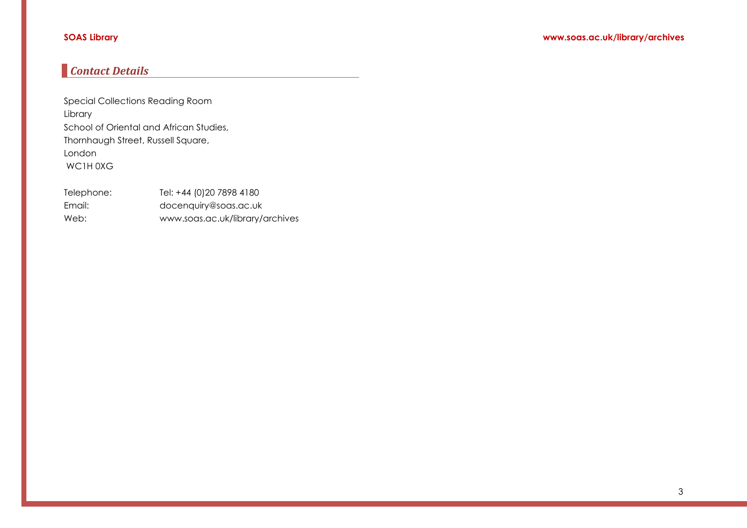## *Contact Details*

Special Collections Reading Room
Library
School of Oriental and African Studies,
Thornhaugh Street, Russell Square,
London
WC1H 0XG

| | |
|---|---|
| Telephone: | Tel: +44 (0)20 7898 4180 |
| Email: | docenquiry@soas.ac.uk |
| Web: | www.soas.ac.uk/library/archives |